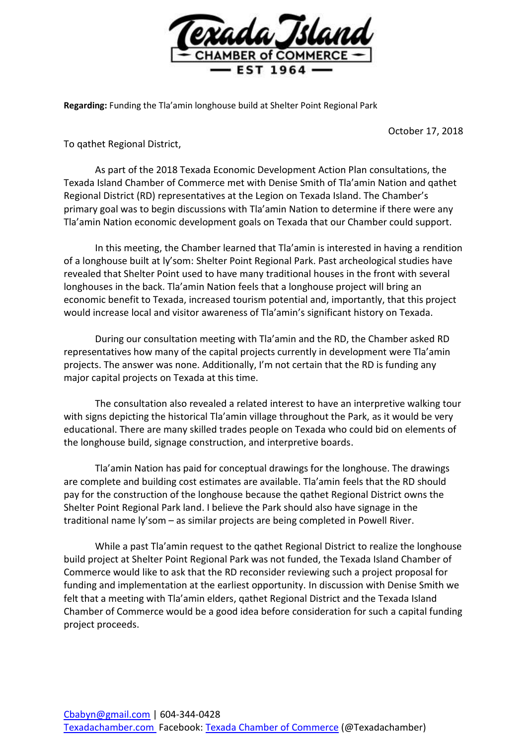**Texada Island**
**CHAMBER of COMMERCE**
**EST 1964**

**Regarding:** Funding the Tla'amin longhouse build at Shelter Point Regional Park

October 17, 2018

To qathet Regional District,

As part of the 2018 Texada Economic Development Action Plan consultations, the Texada Island Chamber of Commerce met with Denise Smith of Tla'amin Nation and qathet Regional District (RD) representatives at the Legion on Texada Island. The Chamber's primary goal was to begin discussions with Tla'amin Nation to determine if there were any Tla'amin Nation economic development goals on Texada that our Chamber could support.

In this meeting, the Chamber learned that Tla'amin is interested in having a rendition of a longhouse built at ly'som: Shelter Point Regional Park. Past archeological studies have revealed that Shelter Point used to have many traditional houses in the front with several longhouses in the back. Tla'amin Nation feels that a longhouse project will bring an economic benefit to Texada, increased tourism potential and, importantly, that this project would increase local and visitor awareness of Tla'amin's significant history on Texada.

During our consultation meeting with Tla'amin and the RD, the Chamber asked RD representatives how many of the capital projects currently in development were Tla'amin projects. The answer was none. Additionally, I'm not certain that the RD is funding any major capital projects on Texada at this time.

The consultation also revealed a related interest to have an interpretive walking tour with signs depicting the historical Tla'amin village throughout the Park, as it would be very educational. There are many skilled trades people on Texada who could bid on elements of the longhouse build, signage construction, and interpretive boards.

Tla'amin Nation has paid for conceptual drawings for the longhouse. The drawings are complete and building cost estimates are available. Tla'amin feels that the RD should pay for the construction of the longhouse because the qathet Regional District owns the Shelter Point Regional Park land. I believe the Park should also have signage in the traditional name ly'som – as similar projects are being completed in Powell River.

While a past Tla'amin request to the qathet Regional District to realize the longhouse build project at Shelter Point Regional Park was not funded, the Texada Island Chamber of Commerce would like to ask that the RD reconsider reviewing such a project proposal for funding and implementation at the earliest opportunity. In discussion with Denise Smith we felt that a meeting with Tla'amin elders, qathet Regional District and the Texada Island Chamber of Commerce would be a good idea before consideration for such a capital funding project proceeds.

Cbabyn@gmail.com | 604-344-0428
Texadachamber.com Facebook: Texada Chamber of Commerce (@Texadachamber)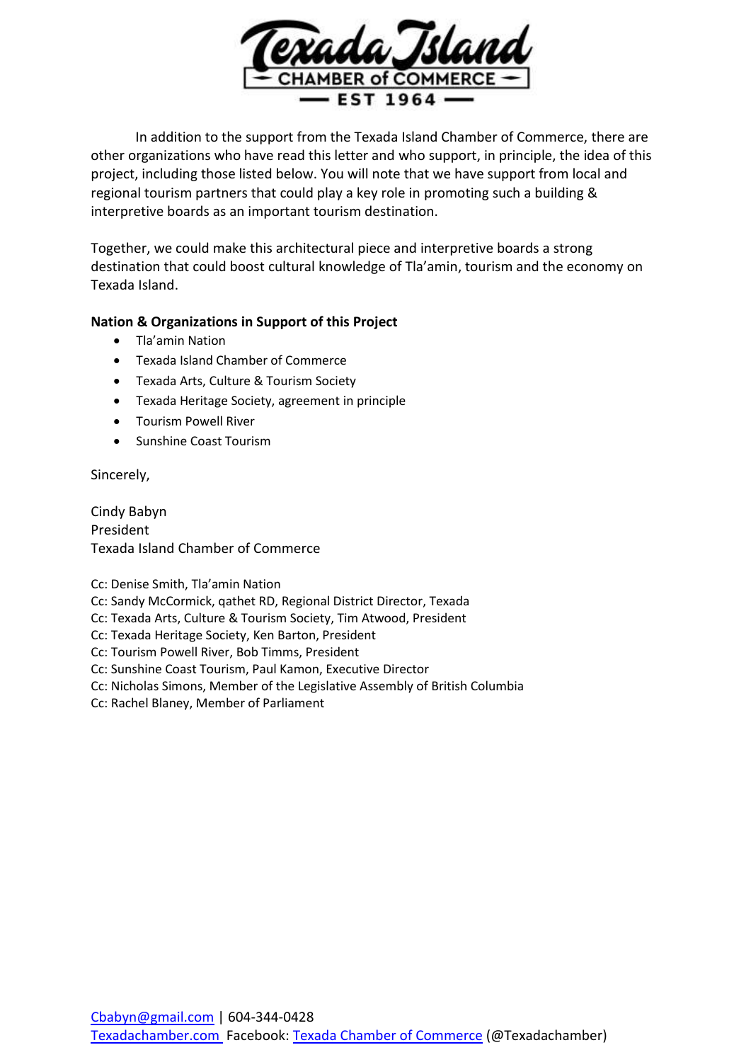In addition to the support from the Texada Island Chamber of Commerce, there are other organizations who have read this letter and who support, in principle, the idea of this project, including those listed below. You will note that we have support from local and regional tourism partners that could play a key role in promoting such a building & interpretive boards as an important tourism destination.

Together, we could make this architectural piece and interpretive boards a strong destination that could boost cultural knowledge of Tla'amin, tourism and the economy on Texada Island.

**Nation & Organizations in Support of this Project**

- Tla'amin Nation
- Texada Island Chamber of Commerce
- Texada Arts, Culture & Tourism Society
- Texada Heritage Society, agreement in principle
- Tourism Powell River
- Sunshine Coast Tourism

Sincerely,

Cindy Babyn
President
Texada Island Chamber of Commerce

Cc: Denise Smith, Tla'amin Nation
Cc: Sandy McCormick, qathet RD, Regional District Director, Texada
Cc: Texada Arts, Culture & Tourism Society, Tim Atwood, President
Cc: Texada Heritage Society, Ken Barton, President
Cc: Tourism Powell River, Bob Timms, President
Cc: Sunshine Coast Tourism, Paul Kamon, Executive Director
Cc: Nicholas Simons, Member of the Legislative Assembly of British Columbia
Cc: Rachel Blaney, Member of Parliament

Cbabyn@gmail.com | 604-344-0428
Texadachamber.com Facebook: Texada Chamber of Commerce (@Texadachamber)